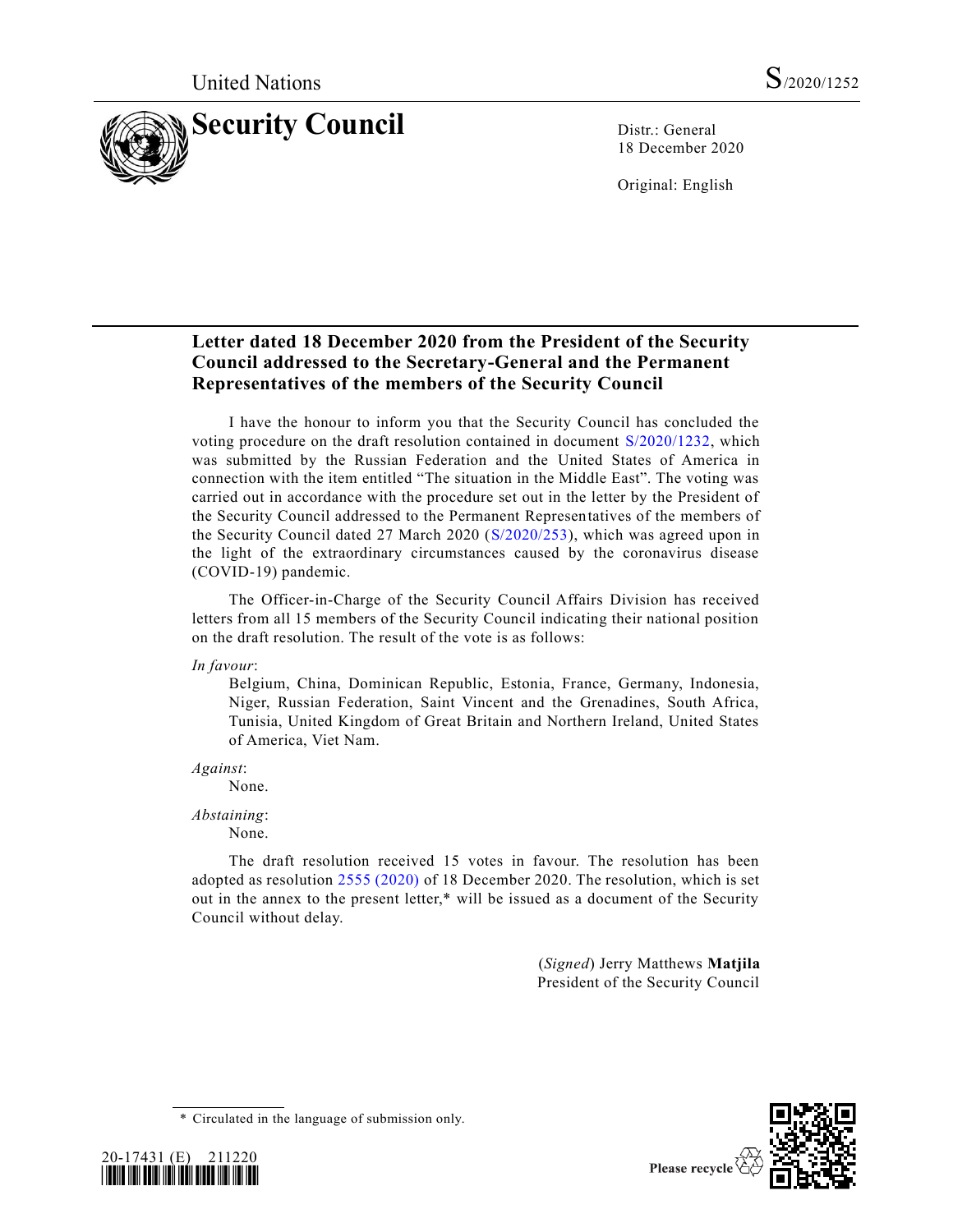United Nations S/2020/1252

# Security Council

Distr.: General
18 December 2020

Original: English

## Letter dated 18 December 2020 from the President of the Security Council addressed to the Secretary-General and the Permanent Representatives of the members of the Security Council

I have the honour to inform you that the Security Council has concluded the voting procedure on the draft resolution contained in document S/2020/1232, which was submitted by the Russian Federation and the United States of America in connection with the item entitled "The situation in the Middle East". The voting was carried out in accordance with the procedure set out in the letter by the President of the Security Council addressed to the Permanent Representatives of the members of the Security Council dated 27 March 2020 (S/2020/253), which was agreed upon in the light of the extraordinary circumstances caused by the coronavirus disease (COVID-19) pandemic.

The Officer-in-Charge of the Security Council Affairs Division has received letters from all 15 members of the Security Council indicating their national position on the draft resolution. The result of the vote is as follows:

*In favour*:

Belgium, China, Dominican Republic, Estonia, France, Germany, Indonesia, Niger, Russian Federation, Saint Vincent and the Grenadines, South Africa, Tunisia, United Kingdom of Great Britain and Northern Ireland, United States of America, Viet Nam.

*Against*:

None.

*Abstaining*:

None.

The draft resolution received 15 votes in favour. The resolution has been adopted as resolution 2555 (2020) of 18 December 2020. The resolution, which is set out in the annex to the present letter,* will be issued as a document of the Security Council without delay.

(*Signed*) Jerry Matthews **Matjila**
President of the Security Council

\* Circulated in the language of submission only.

20-17431 (E) 211220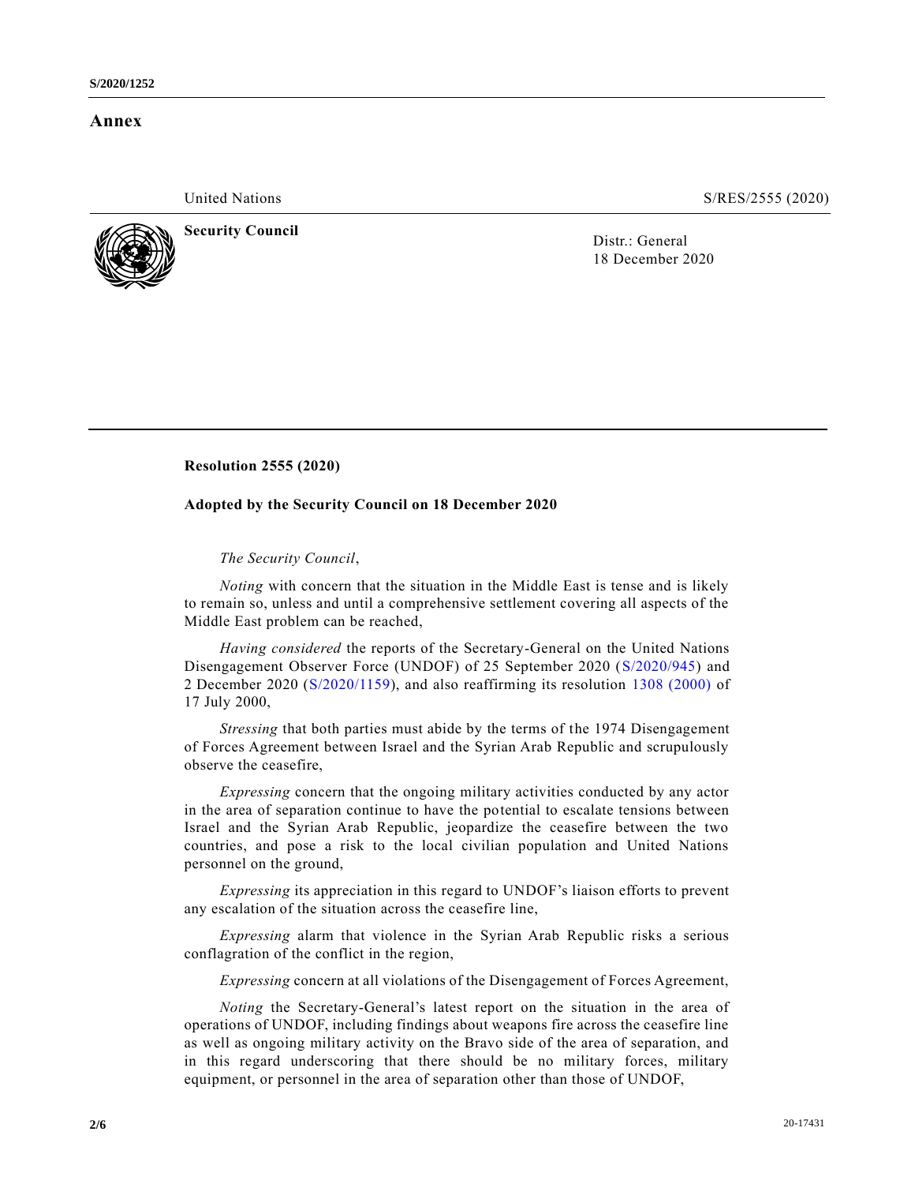## Annex

United Nations S/RES/2555 (2020)

**Security Council**

Distr.: General
18 December 2020

**Resolution 2555 (2020)**

**Adopted by the Security Council on 18 December 2020**

*The Security Council*,

*Noting* with concern that the situation in the Middle East is tense and is likely to remain so, unless and until a comprehensive settlement covering all aspects of the Middle East problem can be reached,

*Having considered* the reports of the Secretary-General on the United Nations Disengagement Observer Force (UNDOF) of 25 September 2020 (S/2020/945) and 2 December 2020 (S/2020/1159), and also reaffirming its resolution 1308 (2000) of 17 July 2000,

*Stressing* that both parties must abide by the terms of the 1974 Disengagement of Forces Agreement between Israel and the Syrian Arab Republic and scrupulously observe the ceasefire,

*Expressing* concern that the ongoing military activities conducted by any actor in the area of separation continue to have the potential to escalate tensions between Israel and the Syrian Arab Republic, jeopardize the ceasefire between the two countries, and pose a risk to the local civilian population and United Nations personnel on the ground,

*Expressing* its appreciation in this regard to UNDOF's liaison efforts to prevent any escalation of the situation across the ceasefire line,

*Expressing* alarm that violence in the Syrian Arab Republic risks a serious conflagration of the conflict in the region,

*Expressing* concern at all violations of the Disengagement of Forces Agreement,

*Noting* the Secretary-General's latest report on the situation in the area of operations of UNDOF, including findings about weapons fire across the ceasefire line as well as ongoing military activity on the Bravo side of the area of separation, and in this regard underscoring that there should be no military forces, military equipment, or personnel in the area of separation other than those of UNDOF,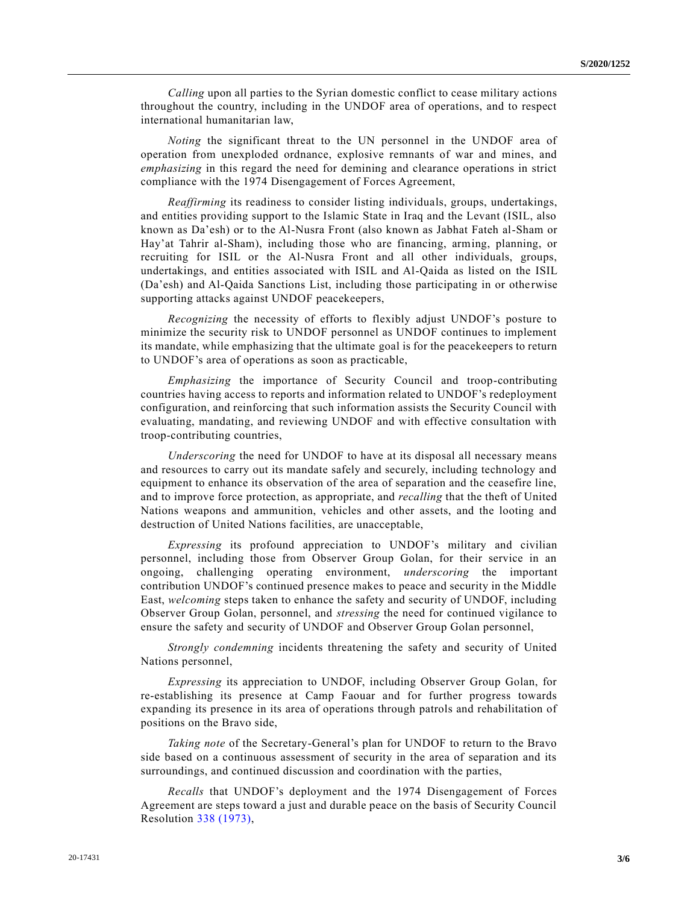*Calling* upon all parties to the Syrian domestic conflict to cease military actions throughout the country, including in the UNDOF area of operations, and to respect international humanitarian law,

*Noting* the significant threat to the UN personnel in the UNDOF area of operation from unexploded ordnance, explosive remnants of war and mines, and *emphasizing* in this regard the need for demining and clearance operations in strict compliance with the 1974 Disengagement of Forces Agreement,

*Reaffirming* its readiness to consider listing individuals, groups, undertakings, and entities providing support to the Islamic State in Iraq and the Levant (ISIL, also known as Da'esh) or to the Al-Nusra Front (also known as Jabhat Fateh al-Sham or Hay'at Tahrir al-Sham), including those who are financing, arming, planning, or recruiting for ISIL or the Al-Nusra Front and all other individuals, groups, undertakings, and entities associated with ISIL and Al-Qaida as listed on the ISIL (Da'esh) and Al-Qaida Sanctions List, including those participating in or otherwise supporting attacks against UNDOF peacekeepers,

*Recognizing* the necessity of efforts to flexibly adjust UNDOF's posture to minimize the security risk to UNDOF personnel as UNDOF continues to implement its mandate, while emphasizing that the ultimate goal is for the peacekeepers to return to UNDOF's area of operations as soon as practicable,

*Emphasizing* the importance of Security Council and troop-contributing countries having access to reports and information related to UNDOF's redeployment configuration, and reinforcing that such information assists the Security Council with evaluating, mandating, and reviewing UNDOF and with effective consultation with troop-contributing countries,

*Underscoring* the need for UNDOF to have at its disposal all necessary means and resources to carry out its mandate safely and securely, including technology and equipment to enhance its observation of the area of separation and the ceasefire line, and to improve force protection, as appropriate, and *recalling* that the theft of United Nations weapons and ammunition, vehicles and other assets, and the looting and destruction of United Nations facilities, are unacceptable,

*Expressing* its profound appreciation to UNDOF's military and civilian personnel, including those from Observer Group Golan, for their service in an ongoing, challenging operating environment, *underscoring* the important contribution UNDOF's continued presence makes to peace and security in the Middle East, *welcoming* steps taken to enhance the safety and security of UNDOF, including Observer Group Golan, personnel, and *stressing* the need for continued vigilance to ensure the safety and security of UNDOF and Observer Group Golan personnel,

*Strongly condemning* incidents threatening the safety and security of United Nations personnel,

*Expressing* its appreciation to UNDOF, including Observer Group Golan, for re-establishing its presence at Camp Faouar and for further progress towards expanding its presence in its area of operations through patrols and rehabilitation of positions on the Bravo side,

*Taking note* of the Secretary-General's plan for UNDOF to return to the Bravo side based on a continuous assessment of security in the area of separation and its surroundings, and continued discussion and coordination with the parties,

*Recalls* that UNDOF's deployment and the 1974 Disengagement of Forces Agreement are steps toward a just and durable peace on the basis of Security Council Resolution 338 (1973),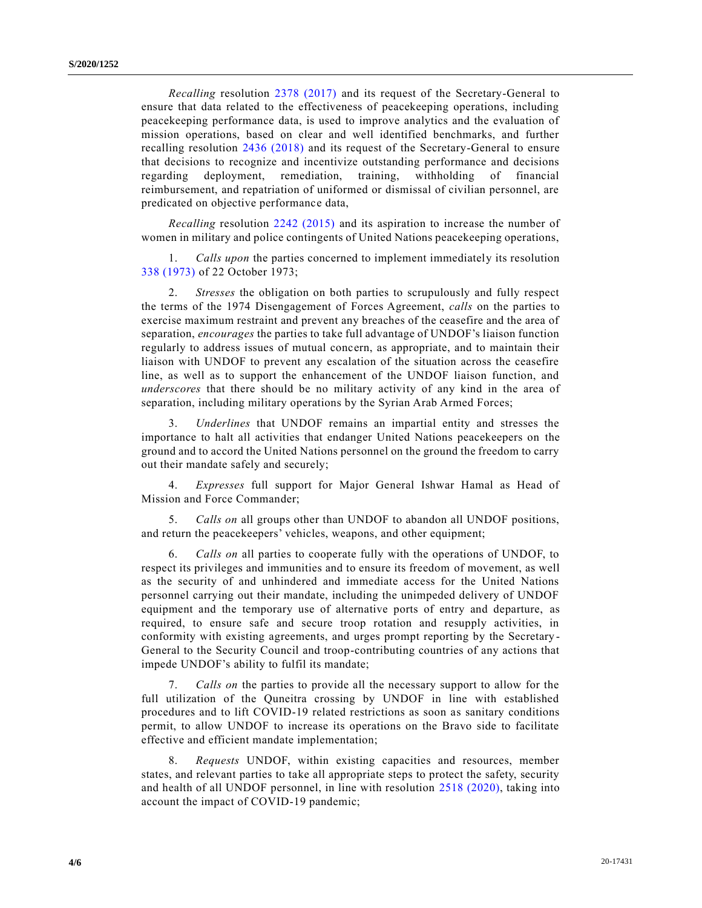*Recalling* resolution 2378 (2017) and its request of the Secretary-General to ensure that data related to the effectiveness of peacekeeping operations, including peacekeeping performance data, is used to improve analytics and the evaluation of mission operations, based on clear and well identified benchmarks, and further recalling resolution 2436 (2018) and its request of the Secretary-General to ensure that decisions to recognize and incentivize outstanding performance and decisions regarding deployment, remediation, training, withholding of financial reimbursement, and repatriation of uniformed or dismissal of civilian personnel, are predicated on objective performance data,

*Recalling* resolution 2242 (2015) and its aspiration to increase the number of women in military and police contingents of United Nations peacekeeping operations,

1. *Calls upon* the parties concerned to implement immediately its resolution 338 (1973) of 22 October 1973;

2. *Stresses* the obligation on both parties to scrupulously and fully respect the terms of the 1974 Disengagement of Forces Agreement, *calls* on the parties to exercise maximum restraint and prevent any breaches of the ceasefire and the area of separation, *encourages* the parties to take full advantage of UNDOF's liaison function regularly to address issues of mutual concern, as appropriate, and to maintain their liaison with UNDOF to prevent any escalation of the situation across the ceasefire line, as well as to support the enhancement of the UNDOF liaison function, and *underscores* that there should be no military activity of any kind in the area of separation, including military operations by the Syrian Arab Armed Forces;

3. *Underlines* that UNDOF remains an impartial entity and stresses the importance to halt all activities that endanger United Nations peacekeepers on the ground and to accord the United Nations personnel on the ground the freedom to carry out their mandate safely and securely;

4. *Expresses* full support for Major General Ishwar Hamal as Head of Mission and Force Commander;

5. *Calls on* all groups other than UNDOF to abandon all UNDOF positions, and return the peacekeepers' vehicles, weapons, and other equipment;

6. *Calls on* all parties to cooperate fully with the operations of UNDOF, to respect its privileges and immunities and to ensure its freedom of movement, as well as the security of and unhindered and immediate access for the United Nations personnel carrying out their mandate, including the unimpeded delivery of UNDOF equipment and the temporary use of alternative ports of entry and departure, as required, to ensure safe and secure troop rotation and resupply activities, in conformity with existing agreements, and urges prompt reporting by the Secretary-General to the Security Council and troop-contributing countries of any actions that impede UNDOF's ability to fulfil its mandate;

7. *Calls on* the parties to provide all the necessary support to allow for the full utilization of the Quneitra crossing by UNDOF in line with established procedures and to lift COVID-19 related restrictions as soon as sanitary conditions permit, to allow UNDOF to increase its operations on the Bravo side to facilitate effective and efficient mandate implementation;

8. *Requests* UNDOF, within existing capacities and resources, member states, and relevant parties to take all appropriate steps to protect the safety, security and health of all UNDOF personnel, in line with resolution 2518 (2020), taking into account the impact of COVID-19 pandemic;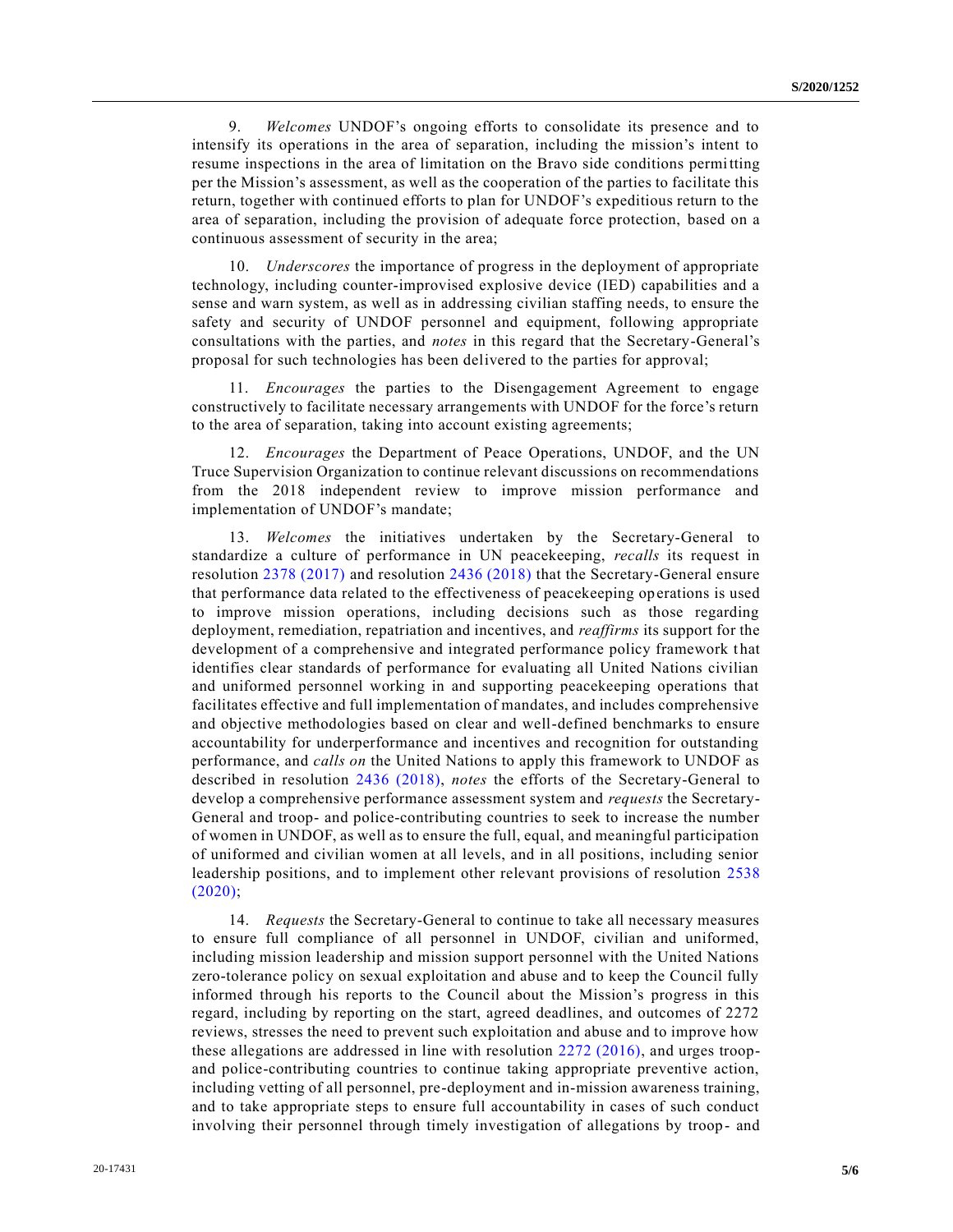9. *Welcomes* UNDOF's ongoing efforts to consolidate its presence and to intensify its operations in the area of separation, including the mission's intent to resume inspections in the area of limitation on the Bravo side conditions permitting per the Mission's assessment, as well as the cooperation of the parties to facilitate this return, together with continued efforts to plan for UNDOF's expeditious return to the area of separation, including the provision of adequate force protection, based on a continuous assessment of security in the area;

10. *Underscores* the importance of progress in the deployment of appropriate technology, including counter-improvised explosive device (IED) capabilities and a sense and warn system, as well as in addressing civilian staffing needs, to ensure the safety and security of UNDOF personnel and equipment, following appropriate consultations with the parties, and *notes* in this regard that the Secretary-General's proposal for such technologies has been delivered to the parties for approval;

11. *Encourages* the parties to the Disengagement Agreement to engage constructively to facilitate necessary arrangements with UNDOF for the force's return to the area of separation, taking into account existing agreements;

12. *Encourages* the Department of Peace Operations, UNDOF, and the UN Truce Supervision Organization to continue relevant discussions on recommendations from the 2018 independent review to improve mission performance and implementation of UNDOF's mandate;

13. *Welcomes* the initiatives undertaken by the Secretary-General to standardize a culture of performance in UN peacekeeping, *recalls* its request in resolution 2378 (2017) and resolution 2436 (2018) that the Secretary-General ensure that performance data related to the effectiveness of peacekeeping operations is used to improve mission operations, including decisions such as those regarding deployment, remediation, repatriation and incentives, and *reaffirms* its support for the development of a comprehensive and integrated performance policy framework that identifies clear standards of performance for evaluating all United Nations civilian and uniformed personnel working in and supporting peacekeeping operations that facilitates effective and full implementation of mandates, and includes comprehensive and objective methodologies based on clear and well-defined benchmarks to ensure accountability for underperformance and incentives and recognition for outstanding performance, and *calls on* the United Nations to apply this framework to UNDOF as described in resolution 2436 (2018), *notes* the efforts of the Secretary-General to develop a comprehensive performance assessment system and *requests* the Secretary-General and troop- and police-contributing countries to seek to increase the number of women in UNDOF, as well as to ensure the full, equal, and meaningful participation of uniformed and civilian women at all levels, and in all positions, including senior leadership positions, and to implement other relevant provisions of resolution 2538 (2020);

14. *Requests* the Secretary-General to continue to take all necessary measures to ensure full compliance of all personnel in UNDOF, civilian and uniformed, including mission leadership and mission support personnel with the United Nations zero-tolerance policy on sexual exploitation and abuse and to keep the Council fully informed through his reports to the Council about the Mission's progress in this regard, including by reporting on the start, agreed deadlines, and outcomes of 2272 reviews, stresses the need to prevent such exploitation and abuse and to improve how these allegations are addressed in line with resolution 2272 (2016), and urges troop- and police-contributing countries to continue taking appropriate preventive action, including vetting of all personnel, pre-deployment and in-mission awareness training, and to take appropriate steps to ensure full accountability in cases of such conduct involving their personnel through timely investigation of allegations by troop- and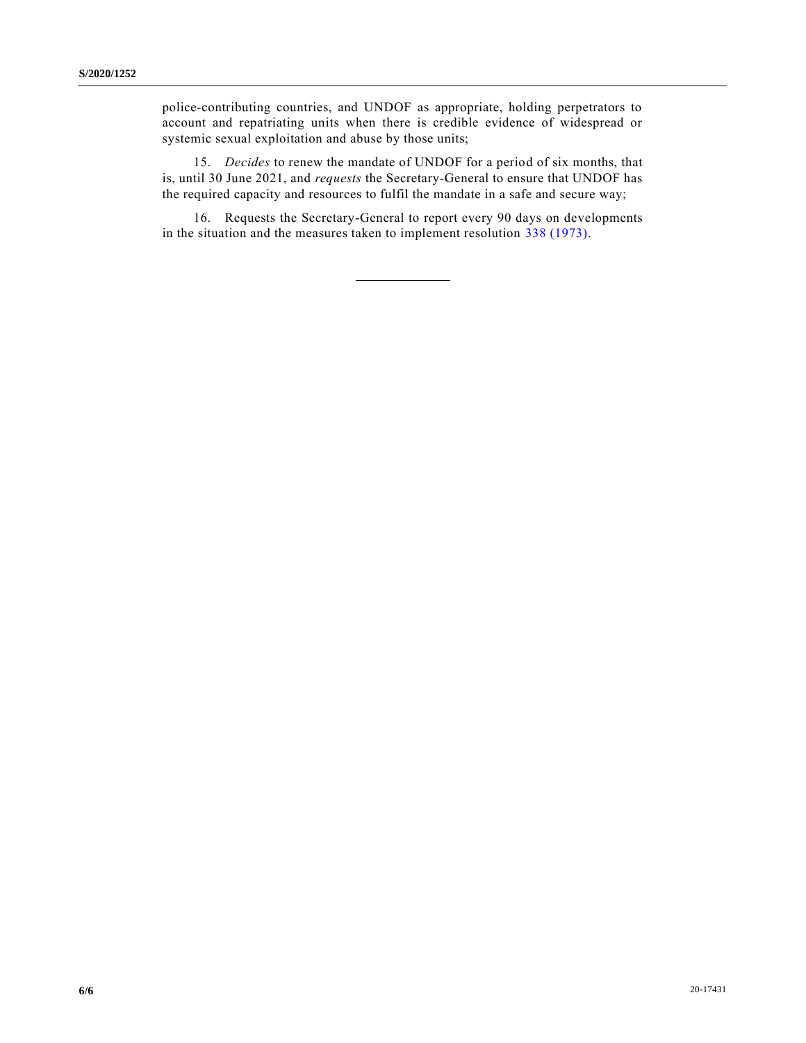police-contributing countries, and UNDOF as appropriate, holding perpetrators to account and repatriating units when there is credible evidence of widespread or systemic sexual exploitation and abuse by those units;

15. *Decides* to renew the mandate of UNDOF for a period of six months, that is, until 30 June 2021, and *requests* the Secretary-General to ensure that UNDOF has the required capacity and resources to fulfil the mandate in a safe and secure way;

16. Requests the Secretary-General to report every 90 days on developments in the situation and the measures taken to implement resolution 338 (1973).